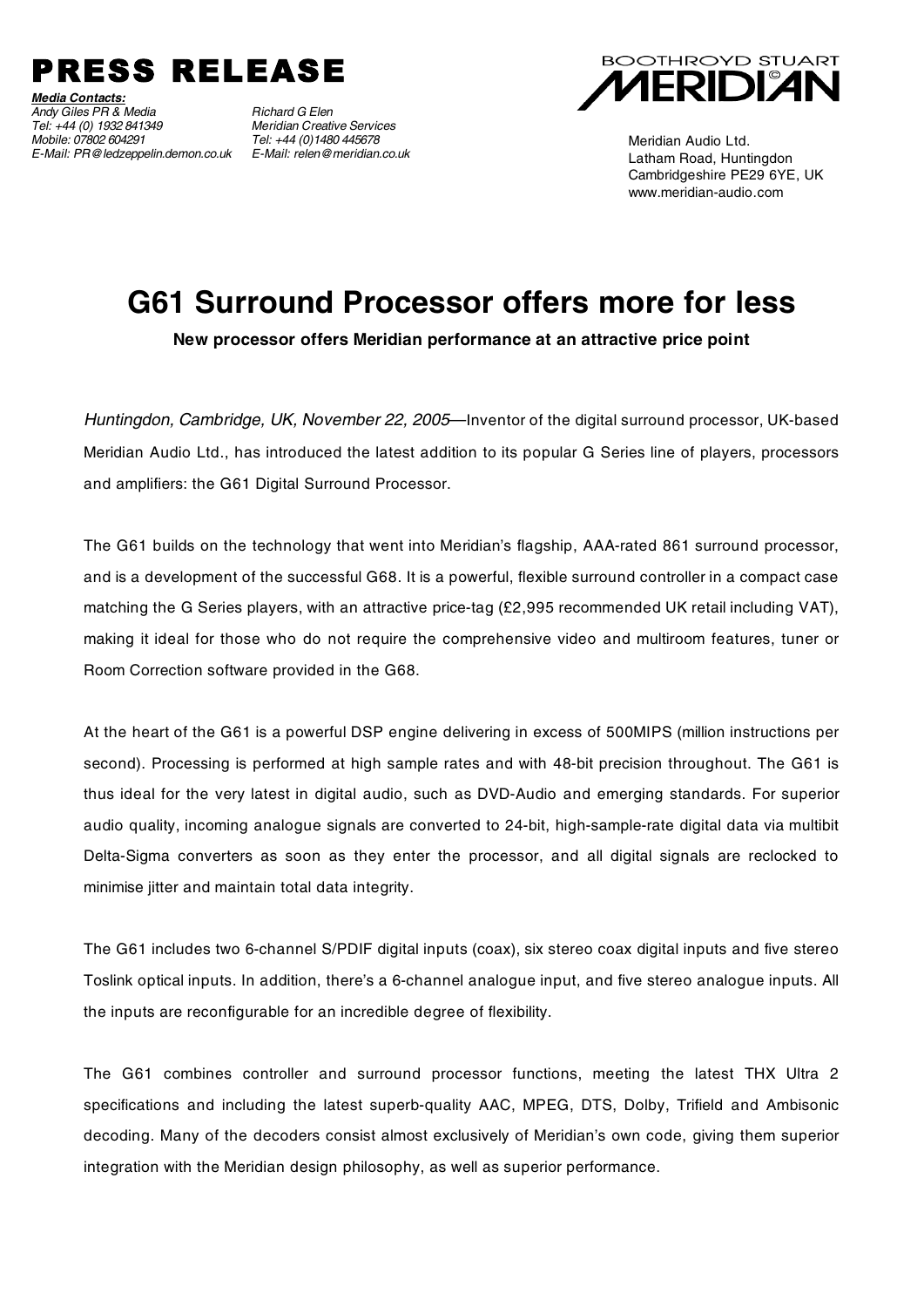# PRESS RELEASE

***Media Contacts:***

*Andy Giles PR & Media*
*Tel: +44 (0) 1932 841349*
*Mobile: 07802 604291*
*E-Mail: PR@ledzeppelin.demon.co.uk*

*Richard G Elen*
*Meridian Creative Services*
*Tel: +44 (0)1480 445678*
*E-Mail: relen@meridian.co.uk*

BOOTHROYD STUART MERIDIAN

Meridian Audio Ltd.
Latham Road, Huntingdon
Cambridgeshire PE29 6YE, UK
www.meridian-audio.com

## G61 Surround Processor offers more for less

**New processor offers Meridian performance at an attractive price point**

*Huntingdon, Cambridge, UK, November 22, 2005*—Inventor of the digital surround processor, UK-based Meridian Audio Ltd., has introduced the latest addition to its popular G Series line of players, processors and amplifiers: the G61 Digital Surround Processor.

The G61 builds on the technology that went into Meridian's flagship, AAA-rated 861 surround processor, and is a development of the successful G68. It is a powerful, flexible surround controller in a compact case matching the G Series players, with an attractive price-tag (£2,995 recommended UK retail including VAT), making it ideal for those who do not require the comprehensive video and multiroom features, tuner or Room Correction software provided in the G68.

At the heart of the G61 is a powerful DSP engine delivering in excess of 500MIPS (million instructions per second). Processing is performed at high sample rates and with 48-bit precision throughout. The G61 is thus ideal for the very latest in digital audio, such as DVD-Audio and emerging standards. For superior audio quality, incoming analogue signals are converted to 24-bit, high-sample-rate digital data via multibit Delta-Sigma converters as soon as they enter the processor, and all digital signals are reclocked to minimise jitter and maintain total data integrity.

The G61 includes two 6-channel S/PDIF digital inputs (coax), six stereo coax digital inputs and five stereo Toslink optical inputs. In addition, there's a 6-channel analogue input, and five stereo analogue inputs. All the inputs are reconfigurable for an incredible degree of flexibility.

The G61 combines controller and surround processor functions, meeting the latest THX Ultra 2 specifications and including the latest superb-quality AAC, MPEG, DTS, Dolby, Trifield and Ambisonic decoding. Many of the decoders consist almost exclusively of Meridian's own code, giving them superior integration with the Meridian design philosophy, as well as superior performance.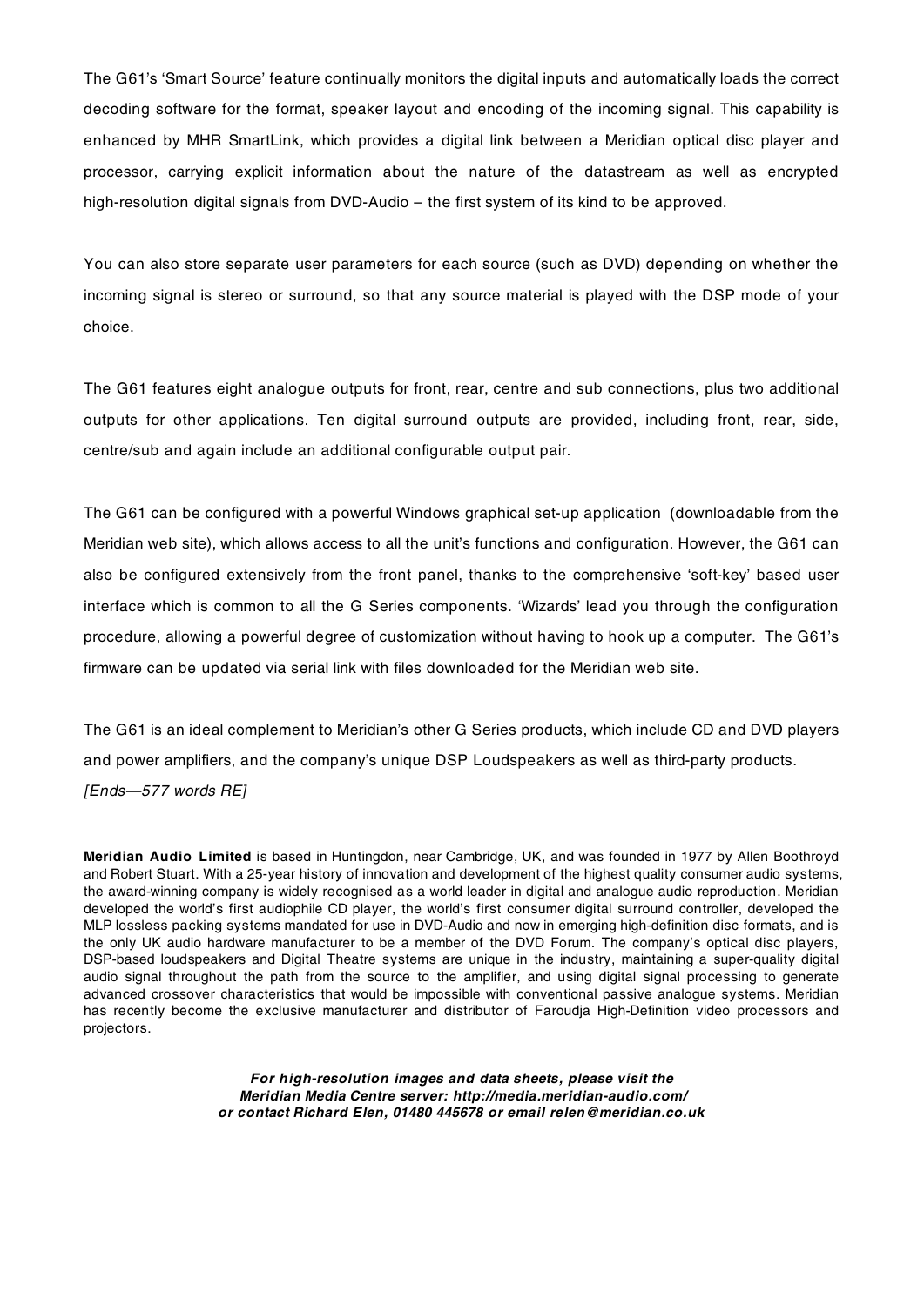The G61's 'Smart Source' feature continually monitors the digital inputs and automatically loads the correct decoding software for the format, speaker layout and encoding of the incoming signal. This capability is enhanced by MHR SmartLink, which provides a digital link between a Meridian optical disc player and processor, carrying explicit information about the nature of the datastream as well as encrypted high-resolution digital signals from DVD-Audio – the first system of its kind to be approved.

You can also store separate user parameters for each source (such as DVD) depending on whether the incoming signal is stereo or surround, so that any source material is played with the DSP mode of your choice.

The G61 features eight analogue outputs for front, rear, centre and sub connections, plus two additional outputs for other applications. Ten digital surround outputs are provided, including front, rear, side, centre/sub and again include an additional configurable output pair.

The G61 can be configured with a powerful Windows graphical set-up application (downloadable from the Meridian web site), which allows access to all the unit's functions and configuration. However, the G61 can also be configured extensively from the front panel, thanks to the comprehensive 'soft-key' based user interface which is common to all the G Series components. 'Wizards' lead you through the configuration procedure, allowing a powerful degree of customization without having to hook up a computer. The G61's firmware can be updated via serial link with files downloaded for the Meridian web site.

The G61 is an ideal complement to Meridian's other G Series products, which include CD and DVD players and power amplifiers, and the company's unique DSP Loudspeakers as well as third-party products.
*[Ends—577 words RE]*

**Meridian Audio Limited** is based in Huntingdon, near Cambridge, UK, and was founded in 1977 by Allen Boothroyd and Robert Stuart. With a 25-year history of innovation and development of the highest quality consumer audio systems, the award-winning company is widely recognised as a world leader in digital and analogue audio reproduction. Meridian developed the world's first audiophile CD player, the world's first consumer digital surround controller, developed the MLP lossless packing systems mandated for use in DVD-Audio and now in emerging high-definition disc formats, and is the only UK audio hardware manufacturer to be a member of the DVD Forum. The company's optical disc players, DSP-based loudspeakers and Digital Theatre systems are unique in the industry, maintaining a super-quality digital audio signal throughout the path from the source to the amplifier, and using digital signal processing to generate advanced crossover characteristics that would be impossible with conventional passive analogue systems. Meridian has recently become the exclusive manufacturer and distributor of Faroudja High-Definition video processors and projectors.

***For high-resolution images and data sheets, please visit the Meridian Media Centre server: http://media.meridian-audio.com/ or contact Richard Elen, 01480 445678 or email relen@meridian.co.uk***